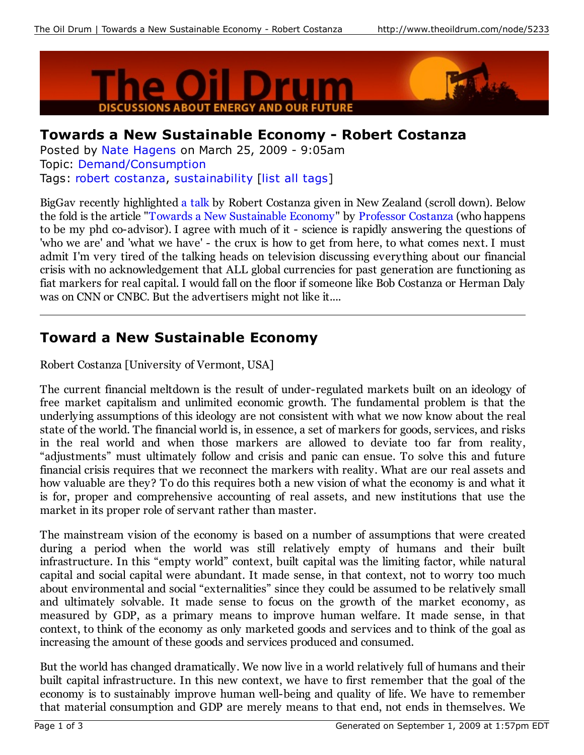# Towards a New Sustainable Economy - Robert Costanza

Posted by Nate Hagens on March 25, 2009 - 9:05am
Topic: Demand/Consumption
Tags: robert costanza, sustainability [list all tags]

BigGav recently highlighted a talk by Robert Costanza given in New Zealand (scroll down). Below the fold is the article "Towards a New Sustainable Economy" by Professor Costanza (who happens to be my phd co-advisor). I agree with much of it - science is rapidly answering the questions of 'who we are' and 'what we have' - the crux is how to get from here, to what comes next. I must admit I'm very tired of the talking heads on television discussing everything about our financial crisis with no acknowledgement that ALL global currencies for past generation are functioning as fiat markers for real capital. I would fall on the floor if someone like Bob Costanza or Herman Daly was on CNN or CNBC. But the advertisers might not like it....

---

## Toward a New Sustainable Economy

Robert Costanza [University of Vermont, USA]

The current financial meltdown is the result of under-regulated markets built on an ideology of free market capitalism and unlimited economic growth. The fundamental problem is that the underlying assumptions of this ideology are not consistent with what we now know about the real state of the world. The financial world is, in essence, a set of markers for goods, services, and risks in the real world and when those markers are allowed to deviate too far from reality, "adjustments" must ultimately follow and crisis and panic can ensue. To solve this and future financial crisis requires that we reconnect the markers with reality. What are our real assets and how valuable are they? To do this requires both a new vision of what the economy is and what it is for, proper and comprehensive accounting of real assets, and new institutions that use the market in its proper role of servant rather than master.

The mainstream vision of the economy is based on a number of assumptions that were created during a period when the world was still relatively empty of humans and their built infrastructure. In this "empty world" context, built capital was the limiting factor, while natural capital and social capital were abundant. It made sense, in that context, not to worry too much about environmental and social "externalities" since they could be assumed to be relatively small and ultimately solvable. It made sense to focus on the growth of the market economy, as measured by GDP, as a primary means to improve human welfare. It made sense, in that context, to think of the economy as only marketed goods and services and to think of the goal as increasing the amount of these goods and services produced and consumed.

But the world has changed dramatically. We now live in a world relatively full of humans and their built capital infrastructure. In this new context, we have to first remember that the goal of the economy is to sustainably improve human well-being and quality of life. We have to remember that material consumption and GDP are merely means to that end, not ends in themselves. We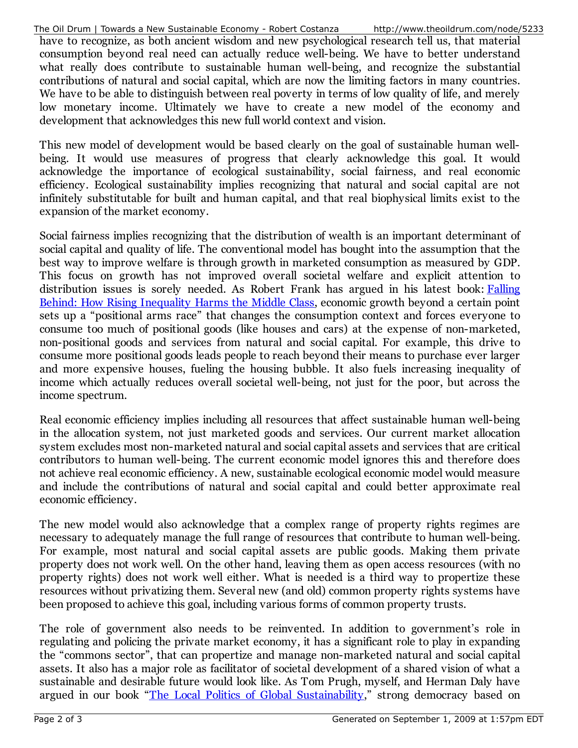have to recognize, as both ancient wisdom and new psychological research tell us, that material consumption beyond real need can actually reduce well-being. We have to better understand what really does contribute to sustainable human well-being, and recognize the substantial contributions of natural and social capital, which are now the limiting factors in many countries. We have to be able to distinguish between real poverty in terms of low quality of life, and merely low monetary income. Ultimately we have to create a new model of the economy and development that acknowledges this new full world context and vision.

This new model of development would be based clearly on the goal of sustainable human well-being. It would use measures of progress that clearly acknowledge this goal. It would acknowledge the importance of ecological sustainability, social fairness, and real economic efficiency. Ecological sustainability implies recognizing that natural and social capital are not infinitely substitutable for built and human capital, and that real biophysical limits exist to the expansion of the market economy.

Social fairness implies recognizing that the distribution of wealth is an important determinant of social capital and quality of life. The conventional model has bought into the assumption that the best way to improve welfare is through growth in marketed consumption as measured by GDP. This focus on growth has not improved overall societal welfare and explicit attention to distribution issues is sorely needed. As Robert Frank has argued in his latest book: [Falling Behind: How Rising Inequality Harms the Middle Class](), economic growth beyond a certain point sets up a "positional arms race" that changes the consumption context and forces everyone to consume too much of positional goods (like houses and cars) at the expense of non-marketed, non-positional goods and services from natural and social capital. For example, this drive to consume more positional goods leads people to reach beyond their means to purchase ever larger and more expensive houses, fueling the housing bubble. It also fuels increasing inequality of income which actually reduces overall societal well-being, not just for the poor, but across the income spectrum.

Real economic efficiency implies including all resources that affect sustainable human well-being in the allocation system, not just marketed goods and services. Our current market allocation system excludes most non-marketed natural and social capital assets and services that are critical contributors to human well-being. The current economic model ignores this and therefore does not achieve real economic efficiency. A new, sustainable ecological economic model would measure and include the contributions of natural and social capital and could better approximate real economic efficiency.

The new model would also acknowledge that a complex range of property rights regimes are necessary to adequately manage the full range of resources that contribute to human well-being. For example, most natural and social capital assets are public goods. Making them private property does not work well. On the other hand, leaving them as open access resources (with no property rights) does not work well either. What is needed is a third way to propertize these resources without privatizing them. Several new (and old) common property rights systems have been proposed to achieve this goal, including various forms of common property trusts.

The role of government also needs to be reinvented. In addition to government's role in regulating and policing the private market economy, it has a significant role to play in expanding the "commons sector", that can propertize and manage non-marketed natural and social capital assets. It also has a major role as facilitator of societal development of a shared vision of what a sustainable and desirable future would look like. As Tom Prugh, myself, and Herman Daly have argued in our book "[The Local Politics of Global Sustainability]()," strong democracy based on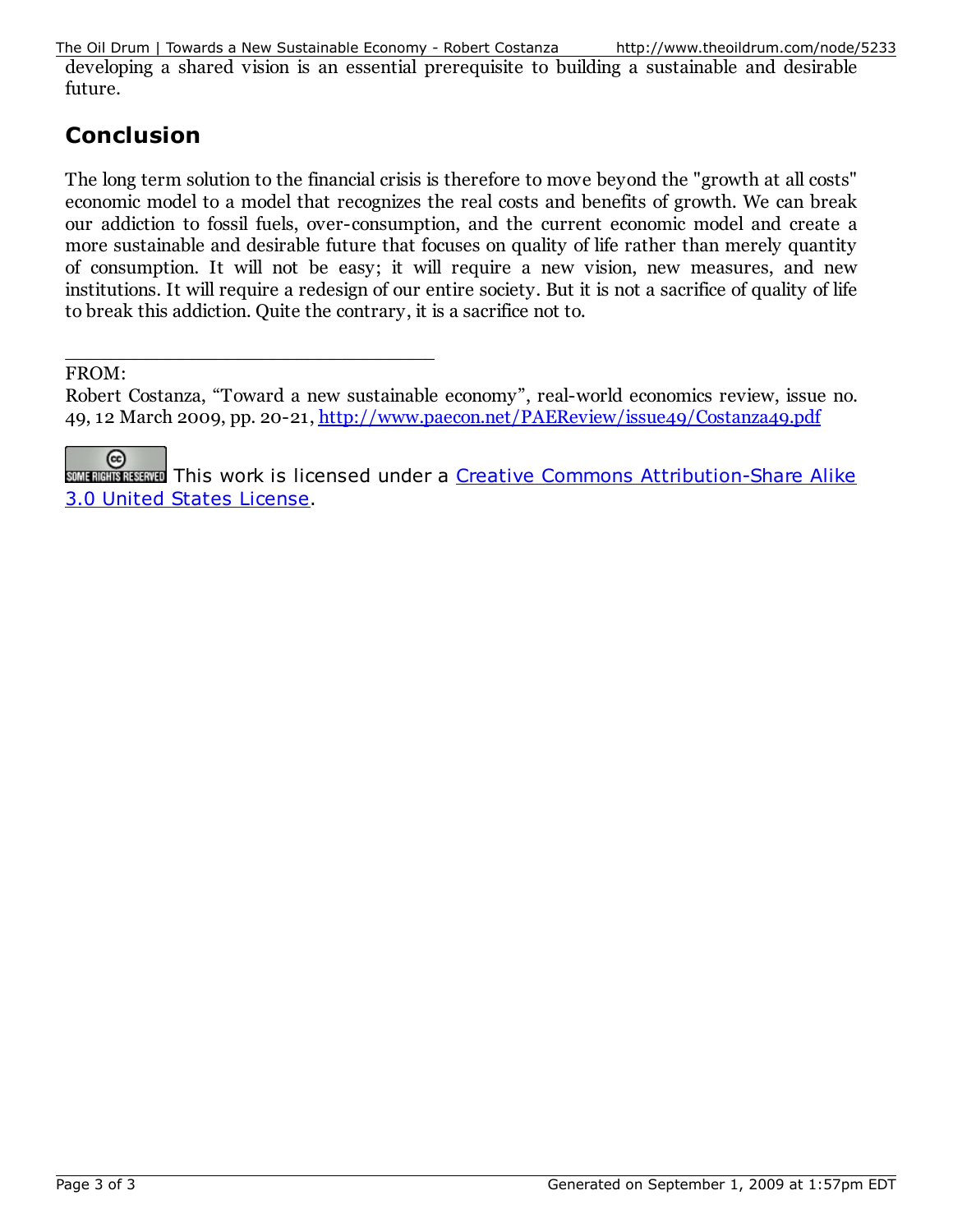developing a shared vision is an essential prerequisite to building a sustainable and desirable future.

## Conclusion

The long term solution to the financial crisis is therefore to move beyond the "growth at all costs" economic model to a model that recognizes the real costs and benefits of growth. We can break our addiction to fossil fuels, over-consumption, and the current economic model and create a more sustainable and desirable future that focuses on quality of life rather than merely quantity of consumption. It will not be easy; it will require a new vision, new measures, and new institutions. It will require a redesign of our entire society. But it is not a sacrifice of quality of life to break this addiction. Quite the contrary, it is a sacrifice not to.

---

FROM:
Robert Costanza, "Toward a new sustainable economy", real-world economics review, issue no. 49, 12 March 2009, pp. 20-21, [http://www.paecon.net/PAEReview/issue49/Costanza49.pdf](http://www.paecon.net/PAEReview/issue49/Costanza49.pdf)

SOME RIGHTS RESERVED This work is licensed under a [Creative Commons Attribution-Share Alike 3.0 United States License](http://creativecommons.org/licenses/by-sa/3.0/us/).